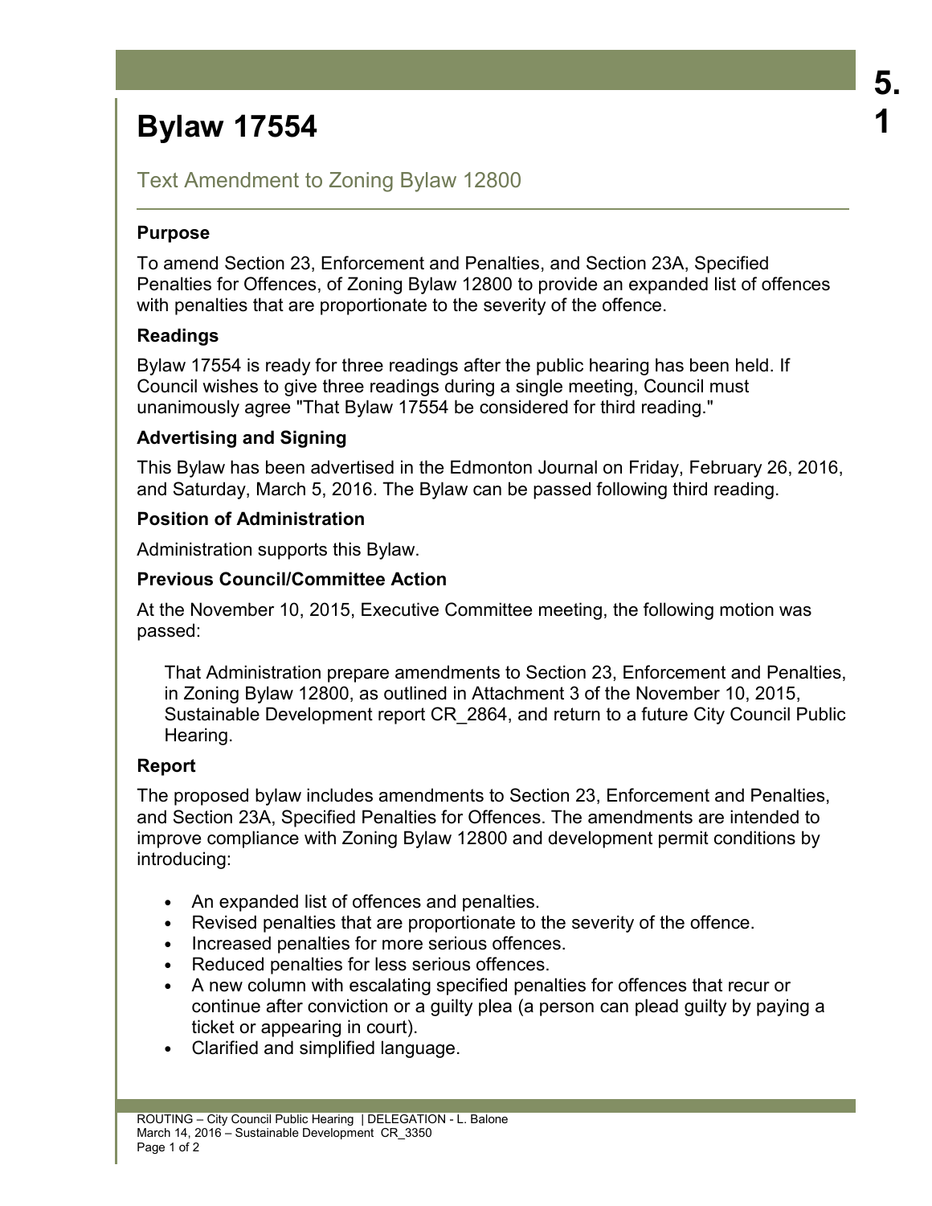# Bylaw 17554

## Text Amendment to Zoning Bylaw 12800

### Purpose

To amend Section 23, Enforcement and Penalties, and Section 23A, Specified Penalties for Offences, of Zoning Bylaw 12800 to provide an expanded list of offences with penalties that are proportionate to the severity of the offence.

### Readings

Bylaw 17554 is ready for three readings after the public hearing has been held. If Council wishes to give three readings during a single meeting, Council must unanimously agree "That Bylaw 17554 be considered for third reading."

### Advertising and Signing

This Bylaw has been advertised in the Edmonton Journal on Friday, February 26, 2016, and Saturday, March 5, 2016. The Bylaw can be passed following third reading.

### Position of Administration

Administration supports this Bylaw.

### Previous Council/Committee Action

At the November 10, 2015, Executive Committee meeting, the following motion was passed:

> That Administration prepare amendments to Section 23, Enforcement and Penalties, in Zoning Bylaw 12800, as outlined in Attachment 3 of the November 10, 2015, Sustainable Development report CR_2864, and return to a future City Council Public Hearing.

### Report

The proposed bylaw includes amendments to Section 23, Enforcement and Penalties, and Section 23A, Specified Penalties for Offences. The amendments are intended to improve compliance with Zoning Bylaw 12800 and development permit conditions by introducing:

- An expanded list of offences and penalties.
- Revised penalties that are proportionate to the severity of the offence.
- Increased penalties for more serious offences.
- Reduced penalties for less serious offences.
- A new column with escalating specified penalties for offences that recur or continue after conviction or a guilty plea (a person can plead guilty by paying a ticket or appearing in court).
- Clarified and simplified language.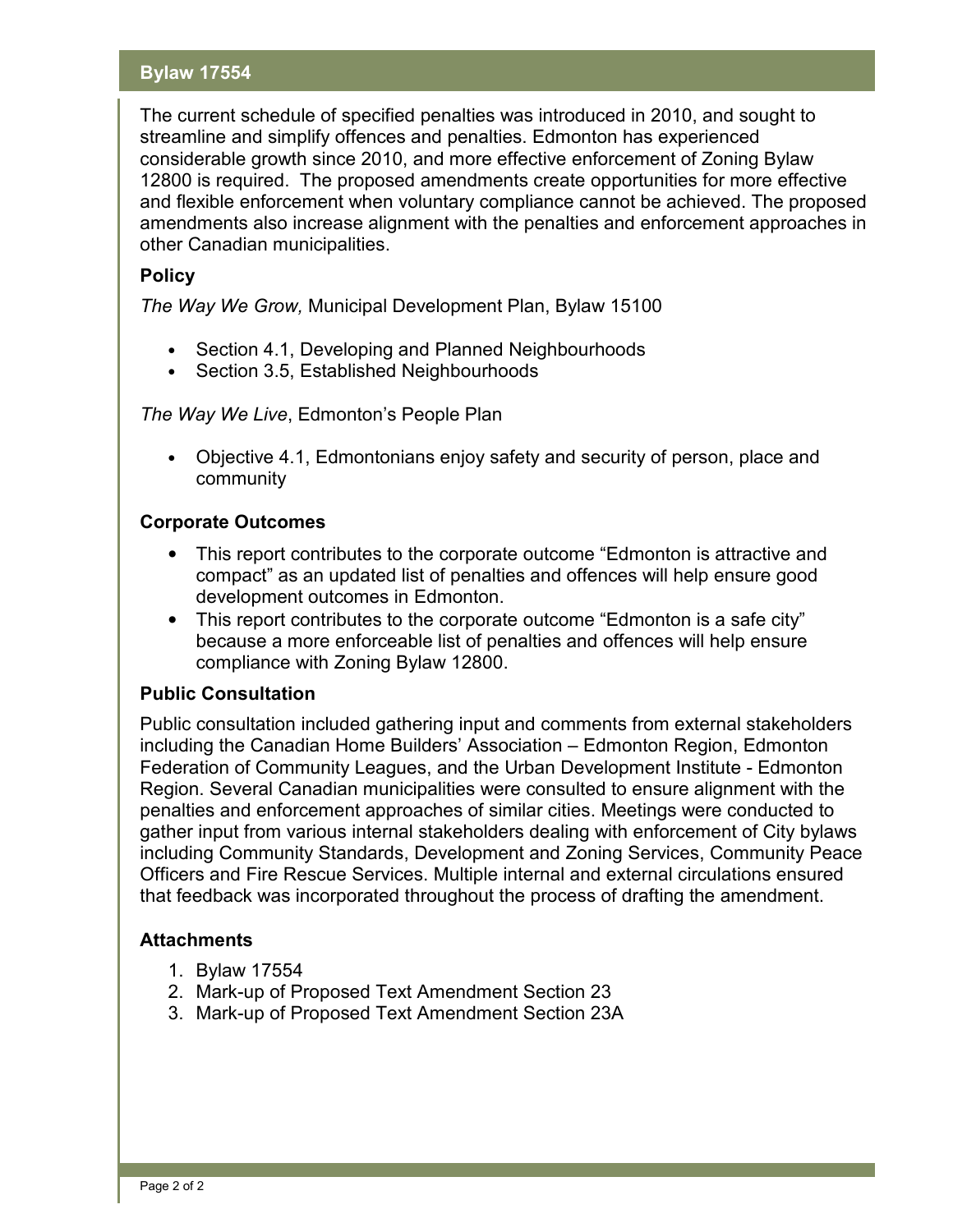# Bylaw 17554

The current schedule of specified penalties was introduced in 2010, and sought to streamline and simplify offences and penalties. Edmonton has experienced considerable growth since 2010, and more effective enforcement of Zoning Bylaw 12800 is required. The proposed amendments create opportunities for more effective and flexible enforcement when voluntary compliance cannot be achieved. The proposed amendments also increase alignment with the penalties and enforcement approaches in other Canadian municipalities.

### Policy

*The Way We Grow,* Municipal Development Plan, Bylaw 15100

- Section 4.1, Developing and Planned Neighbourhoods
- Section 3.5, Established Neighbourhoods

*The Way We Live*, Edmonton's People Plan

- Objective 4.1, Edmontonians enjoy safety and security of person, place and community

### Corporate Outcomes

- This report contributes to the corporate outcome "Edmonton is attractive and compact" as an updated list of penalties and offences will help ensure good development outcomes in Edmonton.
- This report contributes to the corporate outcome "Edmonton is a safe city" because a more enforceable list of penalties and offences will help ensure compliance with Zoning Bylaw 12800.

### Public Consultation

Public consultation included gathering input and comments from external stakeholders including the Canadian Home Builders' Association – Edmonton Region, Edmonton Federation of Community Leagues, and the Urban Development Institute - Edmonton Region. Several Canadian municipalities were consulted to ensure alignment with the penalties and enforcement approaches of similar cities. Meetings were conducted to gather input from various internal stakeholders dealing with enforcement of City bylaws including Community Standards, Development and Zoning Services, Community Peace Officers and Fire Rescue Services. Multiple internal and external circulations ensured that feedback was incorporated throughout the process of drafting the amendment.

### Attachments

1. Bylaw 17554
2. Mark-up of Proposed Text Amendment Section 23
3. Mark-up of Proposed Text Amendment Section 23A